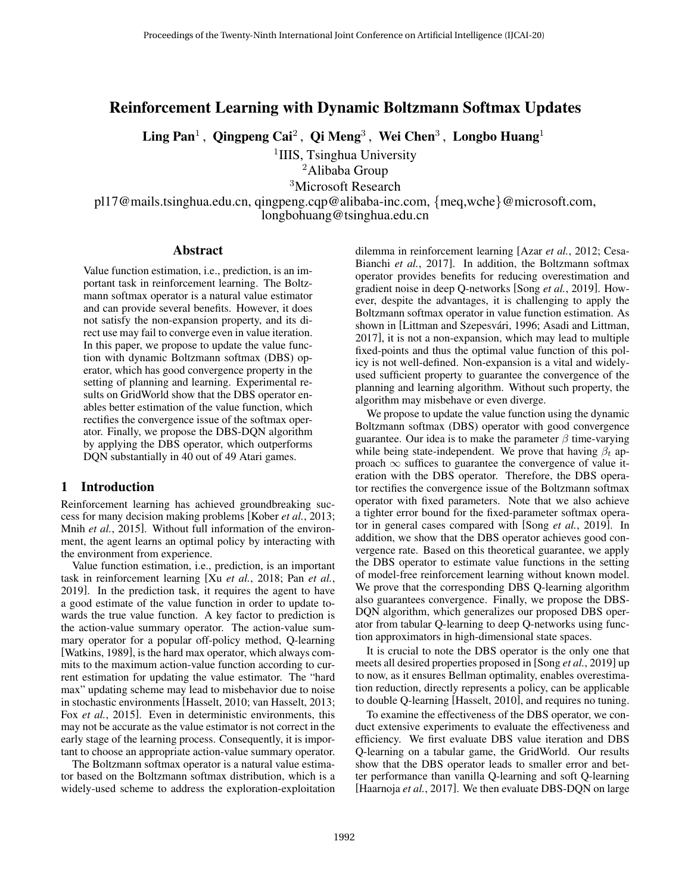# Reinforcement Learning with Dynamic Boltzmann Softmax Updates

**Ling Pan**[1], **Qingpeng Cai**[2], **Qi Meng**[3], **Wei Chen**[3], **Longbo Huang**[1]

[1]IIIS, Tsinghua University
[2]Alibaba Group
[3]Microsoft Research

pl17@mails.tsinghua.edu.cn, qingpeng.cqp@alibaba-inc.com, {meq,wche}@microsoft.com, longbohuang@tsinghua.edu.cn

## Abstract

Value function estimation, i.e., prediction, is an important task in reinforcement learning. The Boltzmann softmax operator is a natural value estimator and can provide several benefits. However, it does not satisfy the non-expansion property, and its direct use may fail to converge even in value iteration. In this paper, we propose to update the value function with dynamic Boltzmann softmax (DBS) operator, which has good convergence property in the setting of planning and learning. Experimental results on GridWorld show that the DBS operator enables better estimation of the value function, which rectifies the convergence issue of the softmax operator. Finally, we propose the DBS-DQN algorithm by applying the DBS operator, which outperforms DQN substantially in 40 out of 49 Atari games.

## 1 Introduction

Reinforcement learning has achieved groundbreaking success for many decision making problems [Kober *et al.*, 2013; Mnih *et al.*, 2015]. Without full information of the environment, the agent learns an optimal policy by interacting with the environment from experience.

Value function estimation, i.e., prediction, is an important task in reinforcement learning [Xu *et al.*, 2018; Pan *et al.*, 2019]. In the prediction task, it requires the agent to have a good estimate of the value function in order to update towards the true value function. A key factor to prediction is the action-value summary operator. The action-value summary operator for a popular off-policy method, Q-learning [Watkins, 1989], is the hard max operator, which always commits to the maximum action-value function according to current estimation for updating the value estimator. The "hard max" updating scheme may lead to misbehavior due to noise in stochastic environments [Hasselt, 2010; van Hasselt, 2013; Fox *et al.*, 2015]. Even in deterministic environments, this may not be accurate as the value estimator is not correct in the early stage of the learning process. Consequently, it is important to choose an appropriate action-value summary operator.

The Boltzmann softmax operator is a natural value estimator based on the Boltzmann softmax distribution, which is a widely-used scheme to address the exploration-exploitation dilemma in reinforcement learning [Azar *et al.*, 2012; Cesa-Bianchi *et al.*, 2017]. In addition, the Boltzmann softmax operator provides benefits for reducing overestimation and gradient noise in deep Q-networks [Song *et al.*, 2019]. However, despite the advantages, it is challenging to apply the Boltzmann softmax operator in value function estimation. As shown in [Littman and Szepesvári, 1996; Asadi and Littman, 2017], it is not a non-expansion, which may lead to multiple fixed-points and thus the optimal value function of this policy is not well-defined. Non-expansion is a vital and widely-used sufficient property to guarantee the convergence of the planning and learning algorithm. Without such property, the algorithm may misbehave or even diverge.

We propose to update the value function using the dynamic Boltzmann softmax (DBS) operator with good convergence guarantee. Our idea is to make the parameter $\beta$ time-varying while being state-independent. We prove that having $\beta_t$ approach $\infty$ suffices to guarantee the convergence of value iteration with the DBS operator. Therefore, the DBS operator rectifies the convergence issue of the Boltzmann softmax operator with fixed parameters. Note that we also achieve a tighter error bound for the fixed-parameter softmax operator in general cases compared with [Song *et al.*, 2019]. In addition, we show that the DBS operator achieves good convergence rate. Based on this theoretical guarantee, we apply the DBS operator to estimate value functions in the setting of model-free reinforcement learning without known model. We prove that the corresponding DBS Q-learning algorithm also guarantees convergence. Finally, we propose the DBS-DQN algorithm, which generalizes our proposed DBS operator from tabular Q-learning to deep Q-networks using function approximators in high-dimensional state spaces.

It is crucial to note the DBS operator is the only one that meets all desired properties proposed in [Song *et al.*, 2019] up to now, as it ensures Bellman optimality, enables overestimation reduction, directly represents a policy, can be applicable to double Q-learning [Hasselt, 2010], and requires no tuning.

To examine the effectiveness of the DBS operator, we conduct extensive experiments to evaluate the effectiveness and efficiency. We first evaluate DBS value iteration and DBS Q-learning on a tabular game, the GridWorld. Our results show that the DBS operator leads to smaller error and better performance than vanilla Q-learning and soft Q-learning [Haarnoja *et al.*, 2017]. We then evaluate DBS-DQN on large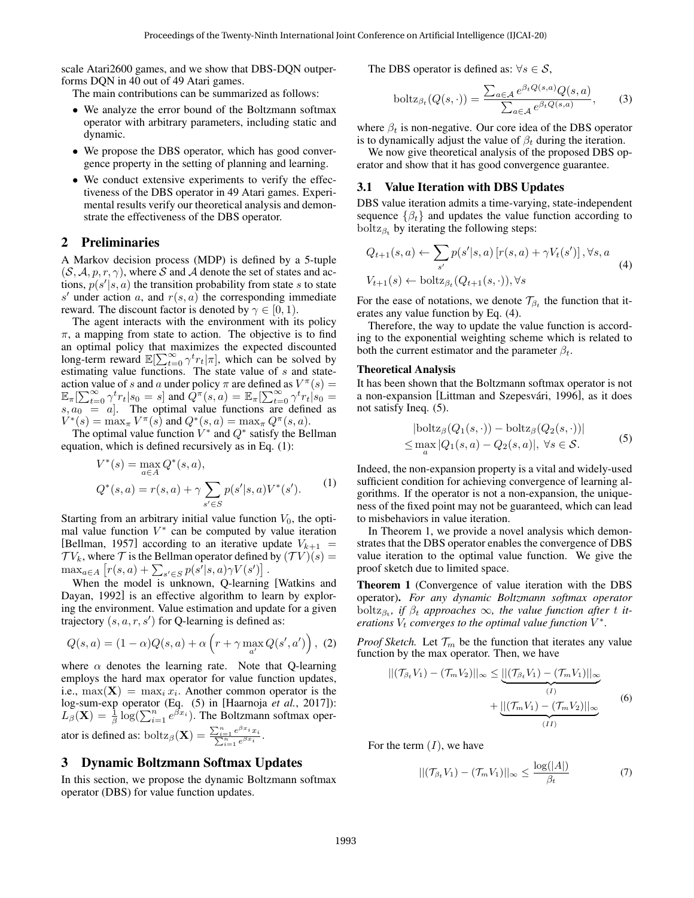scale Atari2600 games, and we show that DBS-DQN outperforms DQN in 40 out of 49 Atari games.

The main contributions can be summarized as follows:

- We analyze the error bound of the Boltzmann softmax operator with arbitrary parameters, including static and dynamic.
- We propose the DBS operator, which has good convergence property in the setting of planning and learning.
- We conduct extensive experiments to verify the effectiveness of the DBS operator in 49 Atari games. Experimental results verify our theoretical analysis and demonstrate the effectiveness of the DBS operator.

## 2 Preliminaries

A Markov decision process (MDP) is defined by a 5-tuple $(\mathcal{S}, \mathcal{A}, p, r, \gamma)$, where $\mathcal{S}$ and $\mathcal{A}$ denote the set of states and actions, $p(s'|s,a)$ the transition probability from state $s$ to state $s'$ under action $a$, and $r(s,a)$ the corresponding immediate reward. The discount factor is denoted by $\gamma \in [0,1)$.

The agent interacts with the environment with its policy $\pi$, a mapping from state to action. The objective is to find an optimal policy that maximizes the expected discounted long-term reward $\mathbb{E}[\sum_{t=0}^{\infty} \gamma^t r_t | \pi]$, which can be solved by estimating value functions. The state value of $s$ and state-action value of $s$ and $a$ under policy $\pi$ are defined as $V^{\pi}(s) = \mathbb{E}_{\pi}[\sum_{t=0}^{\infty} \gamma^t r_t | s_0 = s]$ and $Q^{\pi}(s,a) = \mathbb{E}_{\pi}[\sum_{t=0}^{\infty} \gamma^t r_t | s_0 = s, a_0 = a]$. The optimal value functions are defined as $V^*(s) = \max_{\pi} V^{\pi}(s)$ and $Q^*(s,a) = \max_{\pi} Q^{\pi}(s,a)$.

The optimal value function $V^*$ and $Q^*$ satisfy the Bellman equation, which is defined recursively as in Eq. (1):

$$
\begin{aligned}
V^*(s) &= \max_{a \in A} Q^*(s,a), \\
Q^*(s,a) &= r(s,a) + \gamma \sum_{s' \in S} p(s'|s,a) V^*(s').
\end{aligned}
\tag{1}
$$

Starting from an arbitrary initial value function $V_0$, the optimal value function $V^*$ can be computed by value iteration [Bellman, 1957] according to an iterative update $V_{k+1} = \mathcal{T} V_k$, where $\mathcal{T}$ is the Bellman operator defined by $(\mathcal{T}V)(s) = \max_{a \in A} \left[ r(s,a) + \sum_{s' \in S} p(s'|s,a) \gamma V(s') \right]$.

When the model is unknown, Q-learning [Watkins and Dayan, 1992] is an effective algorithm to learn by exploring the environment. Value estimation and update for a given trajectory $(s, a, r, s')$ for Q-learning is defined as:

$$
Q(s,a) = (1-\alpha) Q(s,a) + \alpha \left( r + \gamma \max_{a'} Q(s',a') \right), \tag{2}
$$

where $\alpha$ denotes the learning rate. Note that Q-learning employs the hard max operator for value function updates, i.e., $\max(\mathbf{X}) = \max_i x_i$. Another common operator is the log-sum-exp operator (Eq. (5) in [Haarnoja *et al.*, 2017]): $L_{\beta}(\mathbf{X}) = \frac{1}{\beta} \log(\sum_{i=1}^{n} e^{\beta x_i})$. The Boltzmann softmax operator is defined as: $\mathrm{boltz}_{\beta}(\mathbf{X}) = \frac{\sum_{i=1}^{n} e^{\beta x_i} x_i}{\sum_{i=1}^{n} e^{\beta x_i}}$.

## 3 Dynamic Boltzmann Softmax Updates

In this section, we propose the dynamic Boltzmann softmax operator (DBS) for value function updates.

The DBS operator is defined as: $\forall s \in \mathcal{S}$,

$$
\mathrm{boltz}_{\beta_t}(Q(s,\cdot)) = \frac{\sum_{a \in \mathcal{A}} e^{\beta_t Q(s,a)} Q(s,a)}{\sum_{a \in \mathcal{A}} e^{\beta_t Q(s,a)}}, \tag{3}
$$

where $\beta_t$ is non-negative. Our core idea of the DBS operator is to dynamically adjust the value of $\beta_t$ during the iteration.

We now give theoretical analysis of the proposed DBS operator and show that it has good convergence guarantee.

### 3.1 Value Iteration with DBS Updates

DBS value iteration admits a time-varying, state-independent sequence $\{\beta_t\}$ and updates the value function according to $\mathrm{boltz}_{\beta_t}$ by iterating the following steps:

$$
\begin{aligned}
&Q_{t+1}(s,a) \leftarrow \sum_{s'} p(s'|s,a) \left[ r(s,a) + \gamma V_t(s') \right], \forall s, a \\
&V_{t+1}(s) \leftarrow \mathrm{boltz}_{\beta_t}(Q_{t+1}(s,\cdot)), \forall s
\end{aligned}
\tag{4}
$$

For the ease of notations, we denote $\mathcal{T}_{\beta_t}$ the function that iterates any value function by Eq. (4).

Therefore, the way to update the value function is according to the exponential weighting scheme which is related to both the current estimator and the parameter $\beta_t$.

#### Theoretical Analysis

It has been shown that the Boltzmann softmax operator is not a non-expansion [Littman and Szepesvári, 1996], as it does not satisfy Ineq. (5).

$$
\begin{aligned}
&|\mathrm{boltz}_{\beta}(Q_1(s,\cdot)) - \mathrm{boltz}_{\beta}(Q_2(s,\cdot))| \\
\le &\max_a |Q_1(s,a) - Q_2(s,a)|, \ \forall s \in \mathcal{S}.
\end{aligned}
\tag{5}
$$

Indeed, the non-expansion property is a vital and widely-used sufficient condition for achieving convergence of learning algorithms. If the operator is not a non-expansion, the uniqueness of the fixed point may not be guaranteed, which can lead to misbehaviors in value iteration.

In Theorem 1, we provide a novel analysis which demonstrates that the DBS operator enables the convergence of DBS value iteration to the optimal value function. We give the proof sketch due to limited space.

**Theorem 1** (Convergence of value iteration with the DBS operator)**.** *For any dynamic Boltzmann softmax operator* $\mathrm{boltz}_{\beta_t}$*, if* $\beta_t$ *approaches* $\infty$*, the value function after* $t$ *iterations* $V_t$ *converges to the optimal value function* $V^*$*.*

*Proof Sketch.* Let $\mathcal{T}_m$ be the function that iterates any value function by the max operator. Then, we have

$$
\begin{aligned}
||(\mathcal{T}_{\beta_t} V_1) - (\mathcal{T}_m V_2)||_{\infty} \le &\underbrace{||(\mathcal{T}_{\beta_t} V_1) - (\mathcal{T}_m V_1)||_{\infty}}_{(I)} \\
&+ \underbrace{||(\mathcal{T}_m V_1) - (\mathcal{T}_m V_2)||_{\infty}}_{(II)}
\end{aligned}
\tag{6}
$$

For the term $(I)$, we have

$$
||(\mathcal{T}_{\beta_t} V_1) - (\mathcal{T}_m V_1)||_{\infty} \le \frac{\log(|A|)}{\beta_t} \tag{7}
$$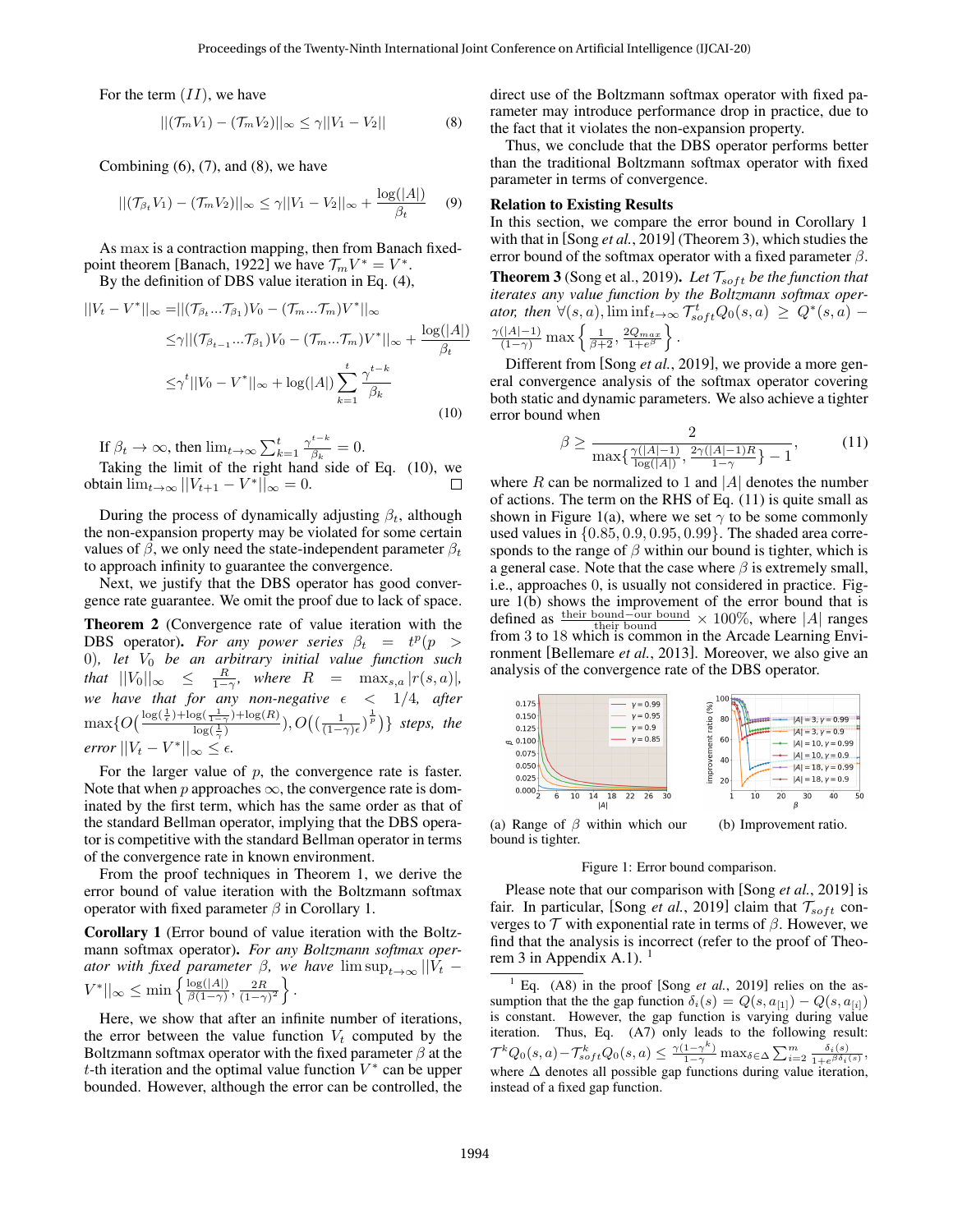For the term $(II)$, we have

$$||(\mathcal{T}_m V_1) - (\mathcal{T}_m V_2)||_\infty \leq \gamma ||V_1 - V_2|| \tag{8}$$

Combining (6), (7), and (8), we have

$$||(\mathcal{T}_{\beta_t} V_1) - (\mathcal{T}_m V_2)||_\infty \leq \gamma ||V_1 - V_2||_\infty + \frac{\log(|A|)}{\beta_t} \tag{9}$$

As max is a contraction mapping, then from Banach fixed-point theorem [Banach, 1922] we have $\mathcal{T}_m V^* = V^*$.

By the definition of DBS value iteration in Eq. (4),

$$\begin{aligned}
||V_t - V^*||_\infty &= ||(\mathcal{T}_{\beta_t} ... \mathcal{T}_{\beta_1}) V_0 - (\mathcal{T}_m ... \mathcal{T}_m) V^*||_\infty \\
&\leq \gamma ||(\mathcal{T}_{\beta_{t-1}} ... \mathcal{T}_{\beta_1}) V_0 - (\mathcal{T}_m ... \mathcal{T}_m) V^*||_\infty + \frac{\log(|A|)}{\beta_t} \\
&\leq \gamma^t ||V_0 - V^*||_\infty + \log(|A|) \sum_{k=1}^{t} \frac{\gamma^{t-k}}{\beta_k}
\end{aligned} \tag{10}$$

If $\beta_t \to \infty$, then $\lim_{t\to\infty} \sum_{k=1}^{t} \frac{\gamma^{t-k}}{\beta_k} = 0$.

Taking the limit of the right hand side of Eq. (10), we obtain $\lim_{t\to\infty} ||V_{t+1} - V^*||_\infty = 0$. □

During the process of dynamically adjusting $\beta_t$, although the non-expansion property may be violated for some certain values of $\beta$, we only need the state-independent parameter $\beta_t$ to approach infinity to guarantee the convergence.

Next, we justify that the DBS operator has good convergence rate guarantee. We omit the proof due to lack of space.

**Theorem 2** (Convergence rate of value iteration with the DBS operator). *For any power series $\beta_t = t^p (p > 0)$, let $V_0$ be an arbitrary initial value function such that $||V_0||_\infty \leq \frac{R}{1-\gamma}$, where $R = \max_{s,a} |r(s,a)|$, we have that for any non-negative $\epsilon < 1/4$, after $\max\{O\big(\frac{\log(\frac{1}{\epsilon}) + \log(\frac{1}{1-\gamma}) + \log(R)}{\log(\frac{1}{\gamma})}\big), O\big((\frac{1}{(1-\gamma)\epsilon})^{\frac{1}{p}}\big)\}$ steps, the error $||V_t - V^*||_\infty \leq \epsilon$.*

For the larger value of $p$, the convergence rate is faster. Note that when $p$ approaches $\infty$, the convergence rate is dominated by the first term, which has the same order as that of the standard Bellman operator, implying that the DBS operator is competitive with the standard Bellman operator in terms of the convergence rate in known environment.

From the proof techniques in Theorem 1, we derive the error bound of value iteration with the Boltzmann softmax operator with fixed parameter $\beta$ in Corollary 1.

**Corollary 1** (Error bound of value iteration with the Boltzmann softmax operator). *For any Boltzmann softmax operator with fixed parameter $\beta$, we have $\limsup_{t\to\infty} ||V_t - V^*||_\infty \leq \min\left\{\frac{\log(|A|)}{\beta(1-\gamma)}, \frac{2R}{(1-\gamma)^2}\right\}$.*

Here, we show that after an infinite number of iterations, the error between the value function $V_t$ computed by the Boltzmann softmax operator with the fixed parameter $\beta$ at the $t$-th iteration and the optimal value function $V^*$ can be upper bounded. However, although the error can be controlled, the direct use of the Boltzmann softmax operator with fixed parameter may introduce performance drop in practice, due to the fact that it violates the non-expansion property.

Thus, we conclude that the DBS operator performs better than the traditional Boltzmann softmax operator with fixed parameter in terms of convergence.

## Relation to Existing Results

In this section, we compare the error bound in Corollary 1 with that in [Song *et al.*, 2019] (Theorem 3), which studies the error bound of the softmax operator with a fixed parameter $\beta$.

**Theorem 3** (Song et al., 2019). *Let $\mathcal{T}_{soft}$ be the function that iterates any value function by the Boltzmann softmax operator, then $\forall (s,a), \liminf_{t\to\infty} \mathcal{T}_{soft}^t Q_0(s,a) \geq Q^*(s,a) - \frac{\gamma(|A|-1)}{(1-\gamma)} \max\left\{\frac{1}{\beta+2}, \frac{2Q_{max}}{1+e^\beta}\right\}$.*

Different from [Song *et al.*, 2019], we provide a more general convergence analysis of the softmax operator covering both static and dynamic parameters. We also achieve a tighter error bound when

$$\beta \geq \frac{2}{\max\{\frac{\gamma(|A|-1)}{\log(|A|)}, \frac{2\gamma(|A|-1)R}{1-\gamma}\} - 1}, \tag{11}$$

where $R$ can be normalized to 1 and $|A|$ denotes the number of actions. The term on the RHS of Eq. (11) is quite small as shown in Figure 1(a), where we set $\gamma$ to be some commonly used values in $\{0.85, 0.9, 0.95, 0.99\}$. The shaded area corresponds to the range of $\beta$ within our bound is tighter, which is a general case. Note that the case where $\beta$ is extremely small, i.e., approaches 0, is usually not considered in practice. Figure 1(b) shows the improvement of the error bound that is defined as $\frac{\text{their bound} - \text{our bound}}{\text{their bound}} \times 100\%$, where $|A|$ ranges from 3 to 18 which is common in the Arcade Learning Environment [Bellemare *et al.*, 2013]. Moreover, we also give an analysis of the convergence rate of the DBS operator.

(a) Range of $\beta$ within which our bound is tighter.

(b) Improvement ratio.

Figure 1: Error bound comparison.

Please note that our comparison with [Song *et al.*, 2019] is fair. In particular, [Song *et al.*, 2019] claim that $\mathcal{T}_{soft}$ converges to $\mathcal{T}$ with exponential rate in terms of $\beta$. However, we find that the analysis is incorrect (refer to the proof of Theorem 3 in Appendix A.1). [1]

[1] Eq. (A8) in the proof [Song *et al.*, 2019] relies on the assumption that the the gap function $\delta_i(s) = Q(s, a_{[1]}) - Q(s, a_{[i]})$ is constant. However, the gap function is varying during value iteration. Thus, Eq. (A7) only leads to the following result: $\mathcal{T}^k Q_0(s,a) - \mathcal{T}_{soft}^k Q_0(s,a) \leq \frac{\gamma(1-\gamma^k)}{1-\gamma} \max_{\delta \in \Delta} \sum_{i=2}^{m} \frac{\delta_i(s)}{1+e^{\beta\delta_i(s)}}$, where $\Delta$ denotes all possible gap functions during value iteration, instead of a fixed gap function.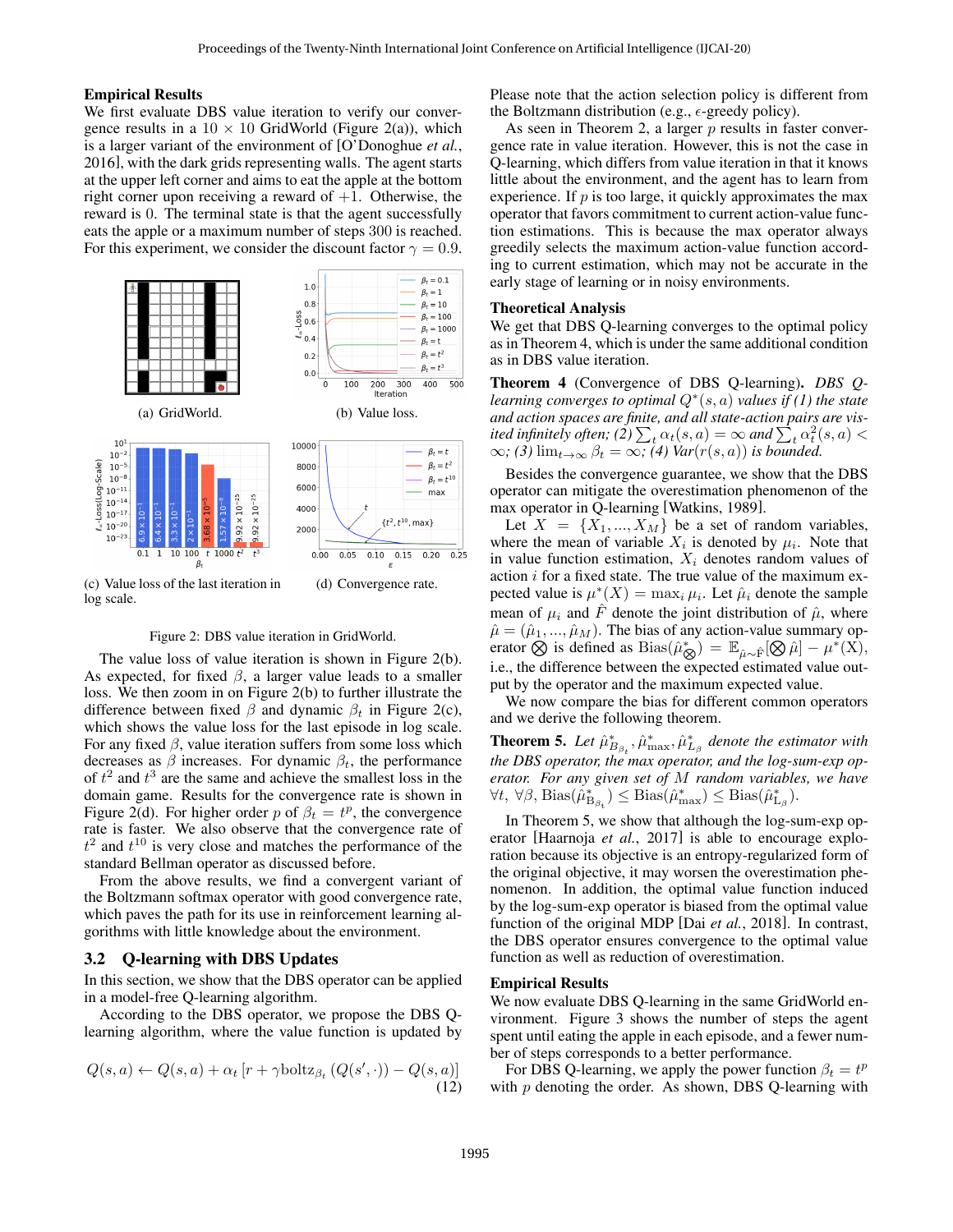### Empirical Results

We first evaluate DBS value iteration to verify our convergence results in a $10 \times 10$ GridWorld (Figure 2(a)), which is a larger variant of the environment of [O'Donoghue *et al.*, 2016], with the dark grids representing walls. The agent starts at the upper left corner and aims to eat the apple at the bottom right corner upon receiving a reward of $+1$. Otherwise, the reward is 0. The terminal state is that the agent successfully eats the apple or a maximum number of steps 300 is reached. For this experiment, we consider the discount factor $\gamma = 0.9$.

(a) GridWorld.

(b) Value loss.

(c) Value loss of the last iteration in log scale.

(d) Convergence rate.

Figure 2: DBS value iteration in GridWorld.

The value loss of value iteration is shown in Figure 2(b). As expected, for fixed $\beta$, a larger value leads to a smaller loss. We then zoom in on Figure 2(b) to further illustrate the difference between fixed $\beta$ and dynamic $\beta_t$ in Figure 2(c), which shows the value loss for the last episode in log scale. For any fixed $\beta$, value iteration suffers from some loss which decreases as $\beta$ increases. For dynamic $\beta_t$, the performance of $t^2$ and $t^3$ are the same and achieve the smallest loss in the domain game. Results for the convergence rate is shown in Figure 2(d). For higher order $p$ of $\beta_t = t^p$, the convergence rate is faster. We also observe that the convergence rate of $t^2$ and $t^{10}$ is very close and matches the performance of the standard Bellman operator as discussed before.

From the above results, we find a convergent variant of the Boltzmann softmax operator with good convergence rate, which paves the path for its use in reinforcement learning algorithms with little knowledge about the environment.

## 3.2 Q-learning with DBS Updates

In this section, we show that the DBS operator can be applied in a model-free Q-learning algorithm.

According to the DBS operator, we propose the DBS Q-learning algorithm, where the value function is updated by

$$Q(s, a) \leftarrow Q(s, a) + \alpha_t \left[ r + \gamma \text{boltz}_{\beta_t} \left( Q(s', \cdot) \right) - Q(s, a) \right] \quad (12)$$

Please note that the action selection policy is different from the Boltzmann distribution (e.g., $\epsilon$-greedy policy).

As seen in Theorem 2, a larger $p$ results in faster convergence rate in value iteration. However, this is not the case in Q-learning, which differs from value iteration in that it knows little about the environment, and the agent has to learn from experience. If $p$ is too large, it quickly approximates the max operator that favors commitment to current action-value function estimations. This is because the max operator always greedily selects the maximum action-value function according to current estimation, which may not be accurate in the early stage of learning or in noisy environments.

### Theoretical Analysis

We get that DBS Q-learning converges to the optimal policy as in Theorem 4, which is under the same additional condition as in DBS value iteration.

**Theorem 4** (Convergence of DBS Q-learning)**.** *DBS Q-learning converges to optimal $Q^*(s, a)$ values if (1) the state and action spaces are finite, and all state-action pairs are visited infinitely often; (2) $\sum_t \alpha_t(s, a) = \infty$ and $\sum_t \alpha_t^2(s, a) < \infty$; (3) $\lim_{t \to \infty} \beta_t = \infty$; (4) Var$(r(s, a))$ is bounded.*

Besides the convergence guarantee, we show that the DBS operator can mitigate the overestimation phenomenon of the max operator in Q-learning [Watkins, 1989].

Let $X = \{X_1, ..., X_M\}$ be a set of random variables, where the mean of variable $X_i$ is denoted by $\mu_i$. Note that in value function estimation, $X_i$ denotes random values of action $i$ for a fixed state. The true value of the maximum expected value is $\mu^*(X) = \max_i \mu_i$. Let $\hat{\mu}_i$ denote the sample mean of $\mu_i$ and $\hat{F}$ denote the joint distribution of $\hat{\mu}$, where $\hat{\mu} = (\hat{\mu}_1, ..., \hat{\mu}_M)$. The bias of any action-value summary operator $\bigotimes$ is defined as $\text{Bias}(\hat{\mu}^*_{\bigotimes}) = \mathbb{E}_{\hat{\mu} \sim \hat{F}}[\bigotimes \hat{\mu}] - \mu^*(X)$, i.e., the difference between the expected estimated value output by the operator and the maximum expected value.

We now compare the bias for different common operators and we derive the following theorem.

**Theorem 5.** *Let $\hat{\mu}^*_{B_{\beta_t}}, \hat{\mu}^*_{\max}, \hat{\mu}^*_{L_\beta}$ denote the estimator with the DBS operator, the max operator, and the log-sum-exp operator. For any given set of $M$ random variables, we have $\forall t, \forall \beta, \text{Bias}(\hat{\mu}^*_{B_{\beta_t}}) \leq \text{Bias}(\hat{\mu}^*_{\max}) \leq \text{Bias}(\hat{\mu}^*_{L_\beta})$.*

In Theorem 5, we show that although the log-sum-exp operator [Haarnoja *et al.*, 2017] is able to encourage exploration because its objective is an entropy-regularized form of the original objective, it may worsen the overestimation phenomenon. In addition, the optimal value function induced by the log-sum-exp operator is biased from the optimal value function of the original MDP [Dai *et al.*, 2018]. In contrast, the DBS operator ensures convergence to the optimal value function as well as reduction of overestimation.

### Empirical Results

We now evaluate DBS Q-learning in the same GridWorld environment. Figure 3 shows the number of steps the agent spent until eating the apple in each episode, and a fewer number of steps corresponds to a better performance.

For DBS Q-learning, we apply the power function $\beta_t = t^p$ with $p$ denoting the order. As shown, DBS Q-learning with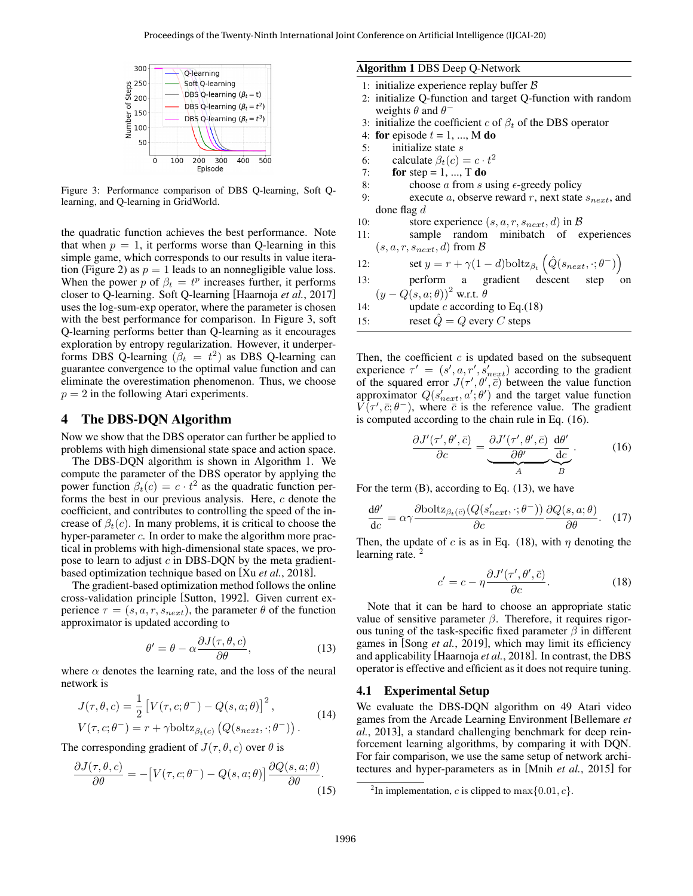Figure 3: Performance comparison of DBS Q-learning, Soft Q-learning, and Q-learning in GridWorld.

the quadratic function achieves the best performance. Note that when $p = 1$, it performs worse than Q-learning in this simple game, which corresponds to our results in value iteration (Figure 2) as $p = 1$ leads to an nonnegligible value loss. When the power $p$ of $\beta_t = t^p$ increases further, it performs closer to Q-learning. Soft Q-learning [Haarnoja *et al.*, 2017] uses the log-sum-exp operator, where the parameter is chosen with the best performance for comparison. In Figure 3, soft Q-learning performs better than Q-learning as it encourages exploration by entropy regularization. However, it underperforms DBS Q-learning ($\beta_t = t^2$) as DBS Q-learning can guarantee convergence to the optimal value function and can eliminate the overestimation phenomenon. Thus, we choose $p = 2$ in the following Atari experiments.

## 4 The DBS-DQN Algorithm

Now we show that the DBS operator can further be applied to problems with high dimensional state space and action space.

The DBS-DQN algorithm is shown in Algorithm 1. We compute the parameter of the DBS operator by applying the power function $\beta_t(c) = c \cdot t^2$ as the quadratic function performs the best in our previous analysis. Here, $c$ denote the coefficient, and contributes to controlling the speed of the increase of $\beta_t(c)$. In many problems, it is critical to choose the hyper-parameter $c$. In order to make the algorithm more practical in problems with high-dimensional state spaces, we propose to learn to adjust $c$ in DBS-DQN by the meta gradient-based optimization technique based on [Xu *et al.*, 2018].

The gradient-based optimization method follows the online cross-validation principle [Sutton, 1992]. Given current experience $\tau = (s, a, r, s_{next})$, the parameter $\theta$ of the function approximator is updated according to

$$\theta' = \theta - \alpha \frac{\partial J(\tau, \theta, c)}{\partial \theta}, \tag{13}$$

where $\alpha$ denotes the learning rate, and the loss of the neural network is

$$\begin{aligned} J(\tau, \theta, c) &= \frac{1}{2}\left[V(\tau, c; \theta^-) - Q(s, a; \theta)\right]^2, \\ V(\tau, c; \theta^-) &= r + \gamma \text{boltz}_{\beta_t(c)}\left(Q(s_{next}, \cdot; \theta^-)\right). \end{aligned} \tag{14}$$

The corresponding gradient of $J(\tau, \theta, c)$ over $\theta$ is

$$\frac{\partial J(\tau, \theta, c)}{\partial \theta} = -\left[V(\tau, c; \theta^-) - Q(s, a; \theta)\right] \frac{\partial Q(s, a; \theta)}{\partial \theta}. \tag{15}$$

**Algorithm 1** DBS Deep Q-Network

1: initialize experience replay buffer $\mathcal{B}$
2: initialize Q-function and target Q-function with random weights $\theta$ and $\theta^-$
3: initialize the coefficient $c$ of $\beta_t$ of the DBS operator
4: **for** episode $t$ = 1, ..., M **do**
5: initialize state $s$
6: calculate $\beta_t(c) = c \cdot t^2$
7: **for** step = 1, ..., T **do**
8: choose $a$ from $s$ using $\epsilon$-greedy policy
9: execute $a$, observe reward $r$, next state $s_{next}$, and done flag $d$
10: store experience $(s, a, r, s_{next}, d)$ in $\mathcal{B}$
11: sample random minibatch of experiences $(s, a, r, s_{next}, d)$ from $\mathcal{B}$
12: set $y = r + \gamma(1-d)\text{boltz}_{\beta_t}\left(\hat{Q}(s_{next}, \cdot; \theta^-)\right)$
13: perform a gradient descent step on $(y - Q(s, a; \theta))^2$ w.r.t. $\theta$
14: update $c$ according to Eq.(18)
15: reset $\hat{Q} = Q$ every $C$ steps

Then, the coefficient $c$ is updated based on the subsequent experience $\tau' = (s', a, r', s'_{next})$ according to the gradient of the squared error $J(\tau', \theta', \bar{c})$ between the value function approximator $Q(s'_{next}, a'; \theta')$ and the target value function $V(\tau', \bar{c}; \theta^-)$, where $\bar{c}$ is the reference value. The gradient is computed according to the chain rule in Eq. (16).

$$\frac{\partial J'(\tau', \theta', \bar{c})}{\partial c} = \underbrace{\frac{\partial J'(\tau', \theta', \bar{c})}{\partial \theta'}}_{A} \underbrace{\frac{\mathrm{d}\theta'}{\mathrm{d}c}}_{B}. \tag{16}$$

For the term (B), according to Eq. (13), we have

$$\frac{\mathrm{d}\theta'}{\mathrm{d}c} = \alpha\gamma \frac{\partial \text{boltz}_{\beta_t(\bar{c})}(Q(s'_{next}, \cdot; \theta^-))}{\partial c} \frac{\partial Q(s, a; \theta)}{\partial \theta}. \tag{17}$$

Then, the update of $c$ is as in Eq. (18), with $\eta$ denoting the learning rate. [2]

$$c' = c - \eta \frac{\partial J'(\tau', \theta', \bar{c})}{\partial c}. \tag{18}$$

Note that it can be hard to choose an appropriate static value of sensitive parameter $\beta$. Therefore, it requires rigorous tuning of the task-specific fixed parameter $\beta$ in different games in [Song *et al.*, 2019], which may limit its efficiency and applicability [Haarnoja *et al.*, 2018]. In contrast, the DBS operator is effective and efficient as it does not require tuning.

### 4.1 Experimental Setup

We evaluate the DBS-DQN algorithm on 49 Atari video games from the Arcade Learning Environment [Bellemare *et al.*, 2013], a standard challenging benchmark for deep reinforcement learning algorithms, by comparing it with DQN. For fair comparison, we use the same setup of network architectures and hyper-parameters as in [Mnih *et al.*, 2015] for

[2] In implementation, $c$ is clipped to $\max\{0.01, c\}$.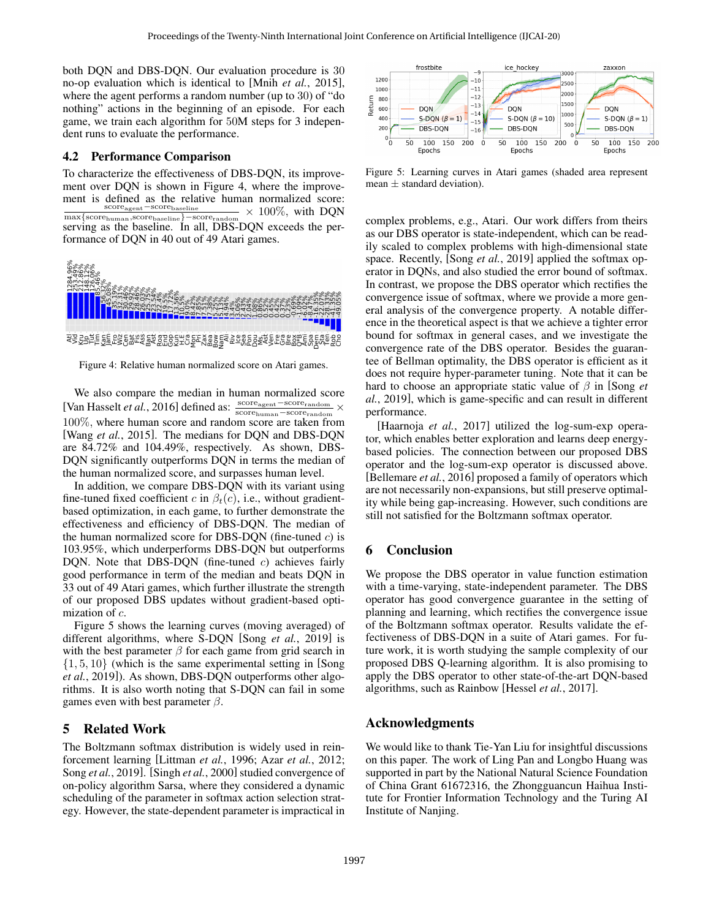both DQN and DBS-DQN. Our evaluation procedure is 30 no-op evaluation which is identical to [Mnih *et al.*, 2015], where the agent performs a random number (up to 30) of "do nothing" actions in the beginning of an episode. For each game, we train each algorithm for 50M steps for 3 independent runs to evaluate the performance.

### 4.2 Performance Comparison

To characterize the effectiveness of DBS-DQN, its improvement over DQN is shown in Figure 4, where the improvement is defined as the relative human normalized score: $\frac{\text{score}_{\text{agent}} - \text{score}_{\text{baseline}}}{\max\{\text{score}_{\text{human}}, \text{score}_{\text{baseline}}\} - \text{score}_{\text{random}}} \times 100\%$, with DQN serving as the baseline. In all, DBS-DQN exceeds the performance of DQN in 40 out of 49 Atari games.

Figure 4: Relative human normalized score on Atari games.

We also compare the median in human normalized score [Van Hasselt *et al.*, 2016] defined as: $\frac{\text{score}_{\text{agent}} - \text{score}_{\text{random}}}{\text{score}_{\text{human}} - \text{score}_{\text{random}}} \times 100\%$, where human score and random score are taken from [Wang *et al.*, 2015]. The medians for DQN and DBS-DQN are 84.72% and 104.49%, respectively. As shown, DBS-DQN significantly outperforms DQN in terms the median of the human normalized score, and surpasses human level.

In addition, we compare DBS-DQN with its variant using fine-tuned fixed coefficient $c$ in $\beta_t(c)$, i.e., without gradient-based optimization, in each game, to further demonstrate the effectiveness and efficiency of DBS-DQN. The median of the human normalized score for DBS-DQN (fine-tuned $c$) is 103.95%, which underperforms DBS-DQN but outperforms DQN. Note that DBS-DQN (fine-tuned $c$) achieves fairly good performance in term of the median and beats DQN in 33 out of 49 Atari games, which further illustrate the strength of our proposed DBS updates without gradient-based optimization of $c$.

Figure 5 shows the learning curves (moving averaged) of different algorithms, where S-DQN [Song *et al.*, 2019] is with the best parameter $\beta$ for each game from grid search in $\{1, 5, 10\}$ (which is the same experimental setting in [Song *et al.*, 2019]). As shown, DBS-DQN outperforms other algorithms. It is also worth noting that S-DQN can fail in some games even with best parameter $\beta$.

Figure 5: Learning curves in Atari games (shaded area represent mean $\pm$ standard deviation).

## 5 Related Work

The Boltzmann softmax distribution is widely used in reinforcement learning [Littman *et al.*, 1996; Azar *et al.*, 2012; Song *et al.*, 2019]. [Singh *et al.*, 2000] studied convergence of on-policy algorithm Sarsa, where they considered a dynamic scheduling of the parameter in softmax action selection strategy. However, the state-dependent parameter is impractical in complex problems, e.g., Atari. Our work differs from theirs as our DBS operator is state-independent, which can be readily scaled to complex problems with high-dimensional state space. Recently, [Song *et al.*, 2019] applied the softmax operator in DQNs, and also studied the error bound of softmax. In contrast, we propose the DBS operator which rectifies the convergence issue of softmax, where we provide a more general analysis of the convergence property. A notable difference in the theoretical aspect is that we achieve a tighter error bound for softmax in general cases, and we investigate the convergence rate of the DBS operator. Besides the guarantee of Bellman optimality, the DBS operator is efficient as it does not require hyper-parameter tuning. Note that it can be hard to choose an appropriate static value of $\beta$ in [Song *et al.*, 2019], which is game-specific and can result in different performance.

[Haarnoja *et al.*, 2017] utilized the log-sum-exp operator, which enables better exploration and learns deep energy-based policies. The connection between our proposed DBS operator and the log-sum-exp operator is discussed above. [Bellemare *et al.*, 2016] proposed a family of operators which are not necessarily non-expansions, but still preserve optimality while being gap-increasing. However, such conditions are still not satisfied for the Boltzmann softmax operator.

## 6 Conclusion

We propose the DBS operator in value function estimation with a time-varying, state-independent parameter. The DBS operator has good convergence guarantee in the setting of planning and learning, which rectifies the convergence issue of the Boltzmann softmax operator. Results validate the effectiveness of DBS-DQN in a suite of Atari games. For future work, it is worth studying the sample complexity of our proposed DBS Q-learning algorithm. It is also promising to apply the DBS operator to other state-of-the-art DQN-based algorithms, such as Rainbow [Hessel *et al.*, 2017].

## Acknowledgments

We would like to thank Tie-Yan Liu for insightful discussions on this paper. The work of Ling Pan and Longbo Huang was supported in part by the National Natural Science Foundation of China Grant 61672316, the Zhongguancun Haihua Institute for Frontier Information Technology and the Turing AI Institute of Nanjing.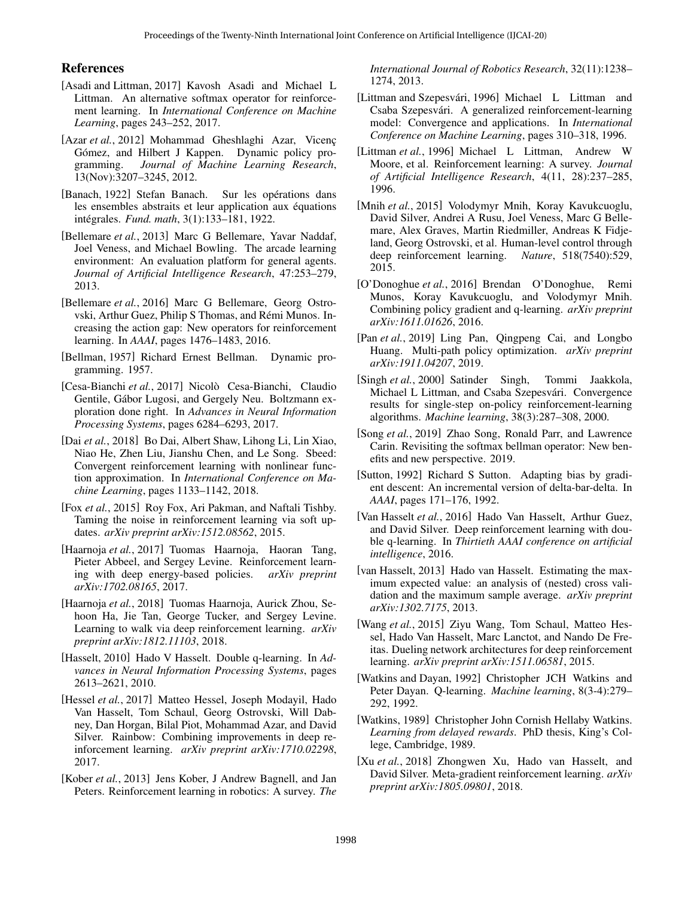## References

[Asadi and Littman, 2017] Kavosh Asadi and Michael L Littman. An alternative softmax operator for reinforcement learning. In *International Conference on Machine Learning*, pages 243–252, 2017.

[Azar *et al.*, 2012] Mohammad Gheshlaghi Azar, Vicenç Gómez, and Hilbert J Kappen. Dynamic policy programming. *Journal of Machine Learning Research*, 13(Nov):3207–3245, 2012.

[Banach, 1922] Stefan Banach. Sur les opérations dans les ensembles abstraits et leur application aux équations intégrales. *Fund. math*, 3(1):133–181, 1922.

[Bellemare *et al.*, 2013] Marc G Bellemare, Yavar Naddaf, Joel Veness, and Michael Bowling. The arcade learning environment: An evaluation platform for general agents. *Journal of Artificial Intelligence Research*, 47:253–279, 2013.

[Bellemare *et al.*, 2016] Marc G Bellemare, Georg Ostrovski, Arthur Guez, Philip S Thomas, and Rémi Munos. Increasing the action gap: New operators for reinforcement learning. In *AAAI*, pages 1476–1483, 2016.

[Bellman, 1957] Richard Ernest Bellman. Dynamic programming. 1957.

[Cesa-Bianchi *et al.*, 2017] Nicolò Cesa-Bianchi, Claudio Gentile, Gábor Lugosi, and Gergely Neu. Boltzmann exploration done right. In *Advances in Neural Information Processing Systems*, pages 6284–6293, 2017.

[Dai *et al.*, 2018] Bo Dai, Albert Shaw, Lihong Li, Lin Xiao, Niao He, Zhen Liu, Jianshu Chen, and Le Song. Sbeed: Convergent reinforcement learning with nonlinear function approximation. In *International Conference on Machine Learning*, pages 1133–1142, 2018.

[Fox *et al.*, 2015] Roy Fox, Ari Pakman, and Naftali Tishby. Taming the noise in reinforcement learning via soft updates. *arXiv preprint arXiv:1512.08562*, 2015.

[Haarnoja *et al.*, 2017] Tuomas Haarnoja, Haoran Tang, Pieter Abbeel, and Sergey Levine. Reinforcement learning with deep energy-based policies. *arXiv preprint arXiv:1702.08165*, 2017.

[Haarnoja *et al.*, 2018] Tuomas Haarnoja, Aurick Zhou, Sehoon Ha, Jie Tan, George Tucker, and Sergey Levine. Learning to walk via deep reinforcement learning. *arXiv preprint arXiv:1812.11103*, 2018.

[Hasselt, 2010] Hado V Hasselt. Double q-learning. In *Advances in Neural Information Processing Systems*, pages 2613–2621, 2010.

[Hessel *et al.*, 2017] Matteo Hessel, Joseph Modayil, Hado Van Hasselt, Tom Schaul, Georg Ostrovski, Will Dabney, Dan Horgan, Bilal Piot, Mohammad Azar, and David Silver. Rainbow: Combining improvements in deep reinforcement learning. *arXiv preprint arXiv:1710.02298*, 2017.

[Kober *et al.*, 2013] Jens Kober, J Andrew Bagnell, and Jan Peters. Reinforcement learning in robotics: A survey. *The International Journal of Robotics Research*, 32(11):1238–1274, 2013.

[Littman and Szepesvári, 1996] Michael L Littman and Csaba Szepesvári. A generalized reinforcement-learning model: Convergence and applications. In *International Conference on Machine Learning*, pages 310–318, 1996.

[Littman *et al.*, 1996] Michael L Littman, Andrew W Moore, et al. Reinforcement learning: A survey. *Journal of Artificial Intelligence Research*, 4(11, 28):237–285, 1996.

[Mnih *et al.*, 2015] Volodymyr Mnih, Koray Kavukcuoglu, David Silver, Andrei A Rusu, Joel Veness, Marc G Bellemare, Alex Graves, Martin Riedmiller, Andreas K Fidjeland, Georg Ostrovski, et al. Human-level control through deep reinforcement learning. *Nature*, 518(7540):529, 2015.

[O'Donoghue *et al.*, 2016] Brendan O'Donoghue, Remi Munos, Koray Kavukcuoglu, and Volodymyr Mnih. Combining policy gradient and q-learning. *arXiv preprint arXiv:1611.01626*, 2016.

[Pan *et al.*, 2019] Ling Pan, Qingpeng Cai, and Longbo Huang. Multi-path policy optimization. *arXiv preprint arXiv:1911.04207*, 2019.

[Singh *et al.*, 2000] Satinder Singh, Tommi Jaakkola, Michael L Littman, and Csaba Szepesvári. Convergence results for single-step on-policy reinforcement-learning algorithms. *Machine learning*, 38(3):287–308, 2000.

[Song *et al.*, 2019] Zhao Song, Ronald Parr, and Lawrence Carin. Revisiting the softmax bellman operator: New benefits and new perspective. 2019.

[Sutton, 1992] Richard S Sutton. Adapting bias by gradient descent: An incremental version of delta-bar-delta. In *AAAI*, pages 171–176, 1992.

[Van Hasselt *et al.*, 2016] Hado Van Hasselt, Arthur Guez, and David Silver. Deep reinforcement learning with double q-learning. In *Thirtieth AAAI conference on artificial intelligence*, 2016.

[van Hasselt, 2013] Hado van Hasselt. Estimating the maximum expected value: an analysis of (nested) cross validation and the maximum sample average. *arXiv preprint arXiv:1302.7175*, 2013.

[Wang *et al.*, 2015] Ziyu Wang, Tom Schaul, Matteo Hessel, Hado Van Hasselt, Marc Lanctot, and Nando De Freitas. Dueling network architectures for deep reinforcement learning. *arXiv preprint arXiv:1511.06581*, 2015.

[Watkins and Dayan, 1992] Christopher JCH Watkins and Peter Dayan. Q-learning. *Machine learning*, 8(3-4):279–292, 1992.

[Watkins, 1989] Christopher John Cornish Hellaby Watkins. *Learning from delayed rewards*. PhD thesis, King's College, Cambridge, 1989.

[Xu *et al.*, 2018] Zhongwen Xu, Hado van Hasselt, and David Silver. Meta-gradient reinforcement learning. *arXiv preprint arXiv:1805.09801*, 2018.